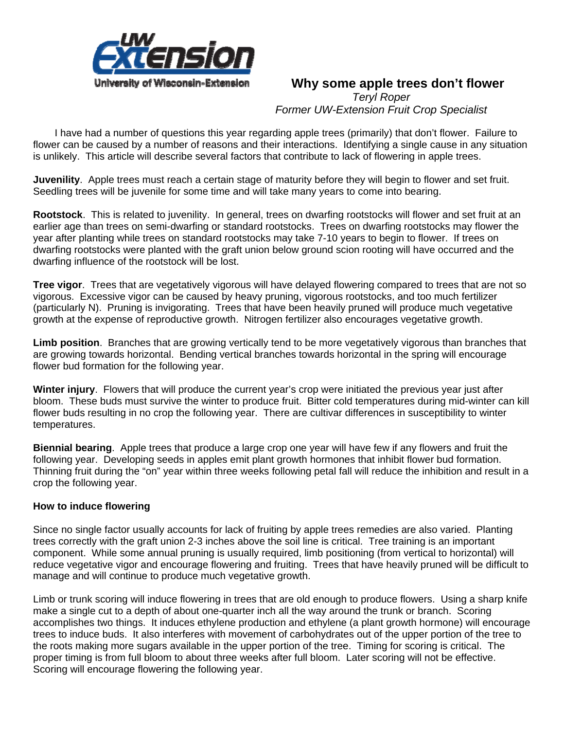University of Wisconsin-Extension

# Why some apple trees don't flower

*Teryl Roper*
*Former UW-Extension Fruit Crop Specialist*

I have had a number of questions this year regarding apple trees (primarily) that don't flower. Failure to flower can be caused by a number of reasons and their interactions. Identifying a single cause in any situation is unlikely. This article will describe several factors that contribute to lack of flowering in apple trees.

**Juvenility**. Apple trees must reach a certain stage of maturity before they will begin to flower and set fruit. Seedling trees will be juvenile for some time and will take many years to come into bearing.

**Rootstock**. This is related to juvenility. In general, trees on dwarfing rootstocks will flower and set fruit at an earlier age than trees on semi-dwarfing or standard rootstocks. Trees on dwarfing rootstocks may flower the year after planting while trees on standard rootstocks may take 7-10 years to begin to flower. If trees on dwarfing rootstocks were planted with the graft union below ground scion rooting will have occurred and the dwarfing influence of the rootstock will be lost.

**Tree vigor**. Trees that are vegetatively vigorous will have delayed flowering compared to trees that are not so vigorous. Excessive vigor can be caused by heavy pruning, vigorous rootstocks, and too much fertilizer (particularly N). Pruning is invigorating. Trees that have been heavily pruned will produce much vegetative growth at the expense of reproductive growth. Nitrogen fertilizer also encourages vegetative growth.

**Limb position**. Branches that are growing vertically tend to be more vegetatively vigorous than branches that are growing towards horizontal. Bending vertical branches towards horizontal in the spring will encourage flower bud formation for the following year.

**Winter injury**. Flowers that will produce the current year's crop were initiated the previous year just after bloom. These buds must survive the winter to produce fruit. Bitter cold temperatures during mid-winter can kill flower buds resulting in no crop the following year. There are cultivar differences in susceptibility to winter temperatures.

**Biennial bearing**. Apple trees that produce a large crop one year will have few if any flowers and fruit the following year. Developing seeds in apples emit plant growth hormones that inhibit flower bud formation. Thinning fruit during the "on" year within three weeks following petal fall will reduce the inhibition and result in a crop the following year.

## How to induce flowering

Since no single factor usually accounts for lack of fruiting by apple trees remedies are also varied. Planting trees correctly with the graft union 2-3 inches above the soil line is critical. Tree training is an important component. While some annual pruning is usually required, limb positioning (from vertical to horizontal) will reduce vegetative vigor and encourage flowering and fruiting. Trees that have heavily pruned will be difficult to manage and will continue to produce much vegetative growth.

Limb or trunk scoring will induce flowering in trees that are old enough to produce flowers. Using a sharp knife make a single cut to a depth of about one-quarter inch all the way around the trunk or branch. Scoring accomplishes two things. It induces ethylene production and ethylene (a plant growth hormone) will encourage trees to induce buds. It also interferes with movement of carbohydrates out of the upper portion of the tree to the roots making more sugars available in the upper portion of the tree. Timing for scoring is critical. The proper timing is from full bloom to about three weeks after full bloom. Later scoring will not be effective. Scoring will encourage flowering the following year.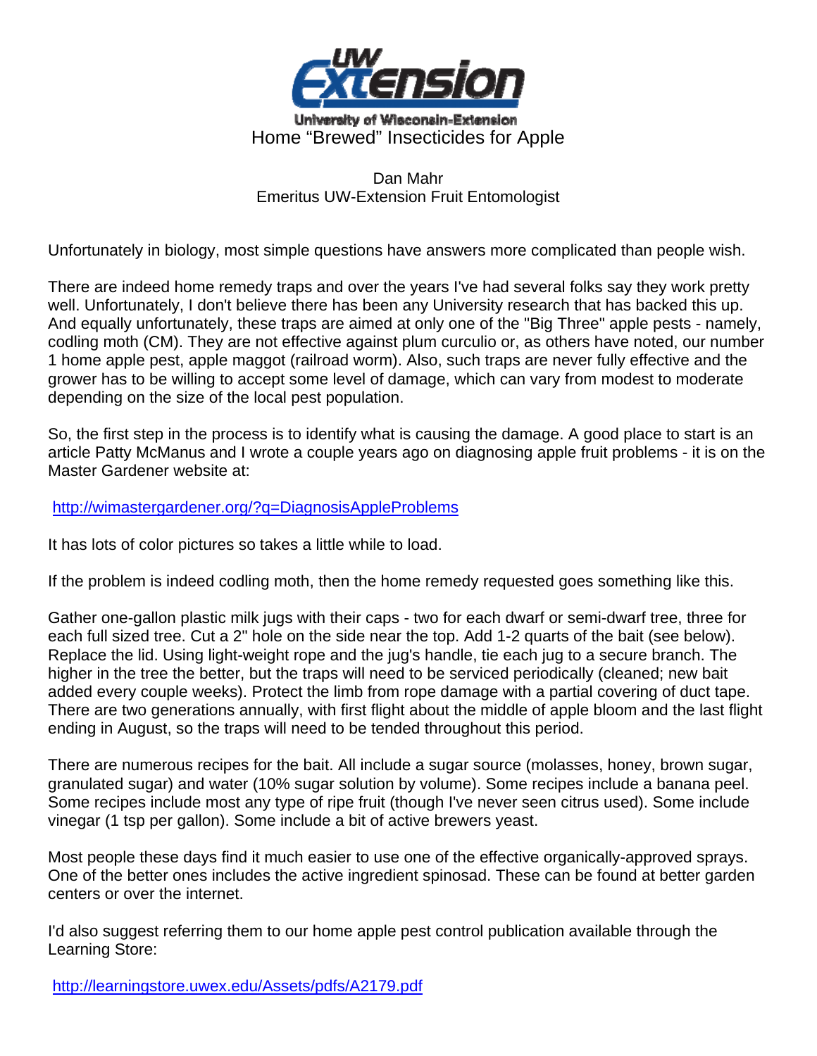University of Wisconsin-Extension

# Home “Brewed” Insecticides for Apple

Dan Mahr
Emeritus UW-Extension Fruit Entomologist

Unfortunately in biology, most simple questions have answers more complicated than people wish.

There are indeed home remedy traps and over the years I've had several folks say they work pretty well. Unfortunately, I don't believe there has been any University research that has backed this up. And equally unfortunately, these traps are aimed at only one of the "Big Three" apple pests - namely, codling moth (CM). They are not effective against plum curculio or, as others have noted, our number 1 home apple pest, apple maggot (railroad worm). Also, such traps are never fully effective and the grower has to be willing to accept some level of damage, which can vary from modest to moderate depending on the size of the local pest population.

So, the first step in the process is to identify what is causing the damage. A good place to start is an article Patty McManus and I wrote a couple years ago on diagnosing apple fruit problems - it is on the Master Gardener website at:

http://wimastergardener.org/?q=DiagnosisAppleProblems

It has lots of color pictures so takes a little while to load.

If the problem is indeed codling moth, then the home remedy requested goes something like this.

Gather one-gallon plastic milk jugs with their caps - two for each dwarf or semi-dwarf tree, three for each full sized tree. Cut a 2" hole on the side near the top. Add 1-2 quarts of the bait (see below). Replace the lid. Using light-weight rope and the jug's handle, tie each jug to a secure branch. The higher in the tree the better, but the traps will need to be serviced periodically (cleaned; new bait added every couple weeks). Protect the limb from rope damage with a partial covering of duct tape. There are two generations annually, with first flight about the middle of apple bloom and the last flight ending in August, so the traps will need to be tended throughout this period.

There are numerous recipes for the bait. All include a sugar source (molasses, honey, brown sugar, granulated sugar) and water (10% sugar solution by volume). Some recipes include a banana peel. Some recipes include most any type of ripe fruit (though I've never seen citrus used). Some include vinegar (1 tsp per gallon). Some include a bit of active brewers yeast.

Most people these days find it much easier to use one of the effective organically-approved sprays. One of the better ones includes the active ingredient spinosad. These can be found at better garden centers or over the internet.

I'd also suggest referring them to our home apple pest control publication available through the Learning Store:

http://learningstore.uwex.edu/Assets/pdfs/A2179.pdf